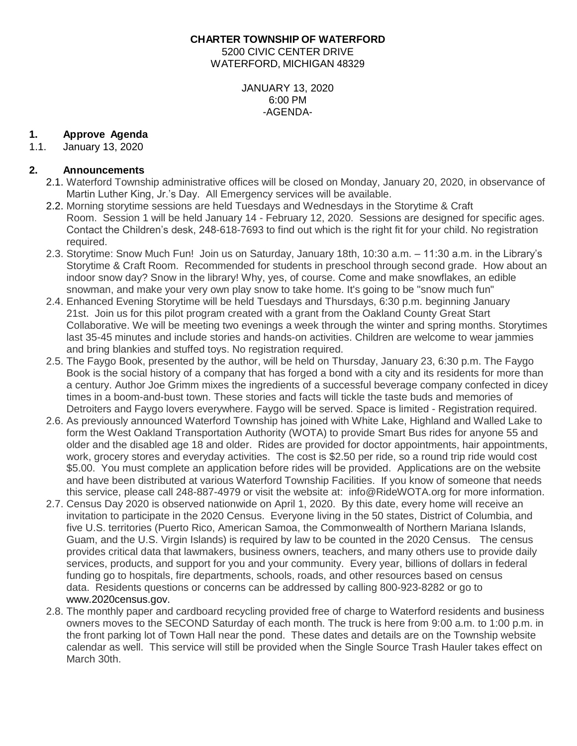**CHARTER TOWNSHIP OF WATERFORD**
5200 CIVIC CENTER DRIVE
WATERFORD, MICHIGAN 48329

JANUARY 13, 2020
6:00 PM
-AGENDA-

**1. Approve Agenda**

1.1. January 13, 2020

**2. Announcements**

2.1. Waterford Township administrative offices will be closed on Monday, January 20, 2020, in observance of Martin Luther King, Jr.'s Day. All Emergency services will be available.

2.2. Morning storytime sessions are held Tuesdays and Wednesdays in the Storytime & Craft Room. Session 1 will be held January 14 - February 12, 2020. Sessions are designed for specific ages. Contact the Children's desk, 248-618-7693 to find out which is the right fit for your child. No registration required.

2.3. Storytime: Snow Much Fun! Join us on Saturday, January 18th, 10:30 a.m. – 11:30 a.m. in the Library's Storytime & Craft Room. Recommended for students in preschool through second grade. How about an indoor snow day? Snow in the library! Why, yes, of course. Come and make snowflakes, an edible snowman, and make your very own play snow to take home. It's going to be "snow much fun"

2.4. Enhanced Evening Storytime will be held Tuesdays and Thursdays, 6:30 p.m. beginning January 21st. Join us for this pilot program created with a grant from the Oakland County Great Start Collaborative. We will be meeting two evenings a week through the winter and spring months. Storytimes last 35-45 minutes and include stories and hands-on activities. Children are welcome to wear jammies and bring blankies and stuffed toys. No registration required.

2.5. The Faygo Book, presented by the author, will be held on Thursday, January 23, 6:30 p.m. The Faygo Book is the social history of a company that has forged a bond with a city and its residents for more than a century. Author Joe Grimm mixes the ingredients of a successful beverage company confected in dicey times in a boom-and-bust town. These stories and facts will tickle the taste buds and memories of Detroiters and Faygo lovers everywhere. Faygo will be served. Space is limited - Registration required.

2.6. As previously announced Waterford Township has joined with White Lake, Highland and Walled Lake to form the West Oakland Transportation Authority (WOTA) to provide Smart Bus rides for anyone 55 and older and the disabled age 18 and older. Rides are provided for doctor appointments, hair appointments, work, grocery stores and everyday activities. The cost is $2.50 per ride, so a round trip ride would cost $5.00. You must complete an application before rides will be provided. Applications are on the website and have been distributed at various Waterford Township Facilities. If you know of someone that needs this service, please call 248-887-4979 or visit the website at: info@RideWOTA.org for more information.

2.7. Census Day 2020 is observed nationwide on April 1, 2020. By this date, every home will receive an invitation to participate in the 2020 Census. Everyone living in the 50 states, District of Columbia, and five U.S. territories (Puerto Rico, American Samoa, the Commonwealth of Northern Mariana Islands, Guam, and the U.S. Virgin Islands) is required by law to be counted in the 2020 Census. The census provides critical data that lawmakers, business owners, teachers, and many others use to provide daily services, products, and support for you and your community. Every year, billions of dollars in federal funding go to hospitals, fire departments, schools, roads, and other resources based on census data. Residents questions or concerns can be addressed by calling 800-923-8282 or go to www.2020census.gov.

2.8. The monthly paper and cardboard recycling provided free of charge to Waterford residents and business owners moves to the SECOND Saturday of each month. The truck is here from 9:00 a.m. to 1:00 p.m. in the front parking lot of Town Hall near the pond. These dates and details are on the Township website calendar as well. This service will still be provided when the Single Source Trash Hauler takes effect on March 30th.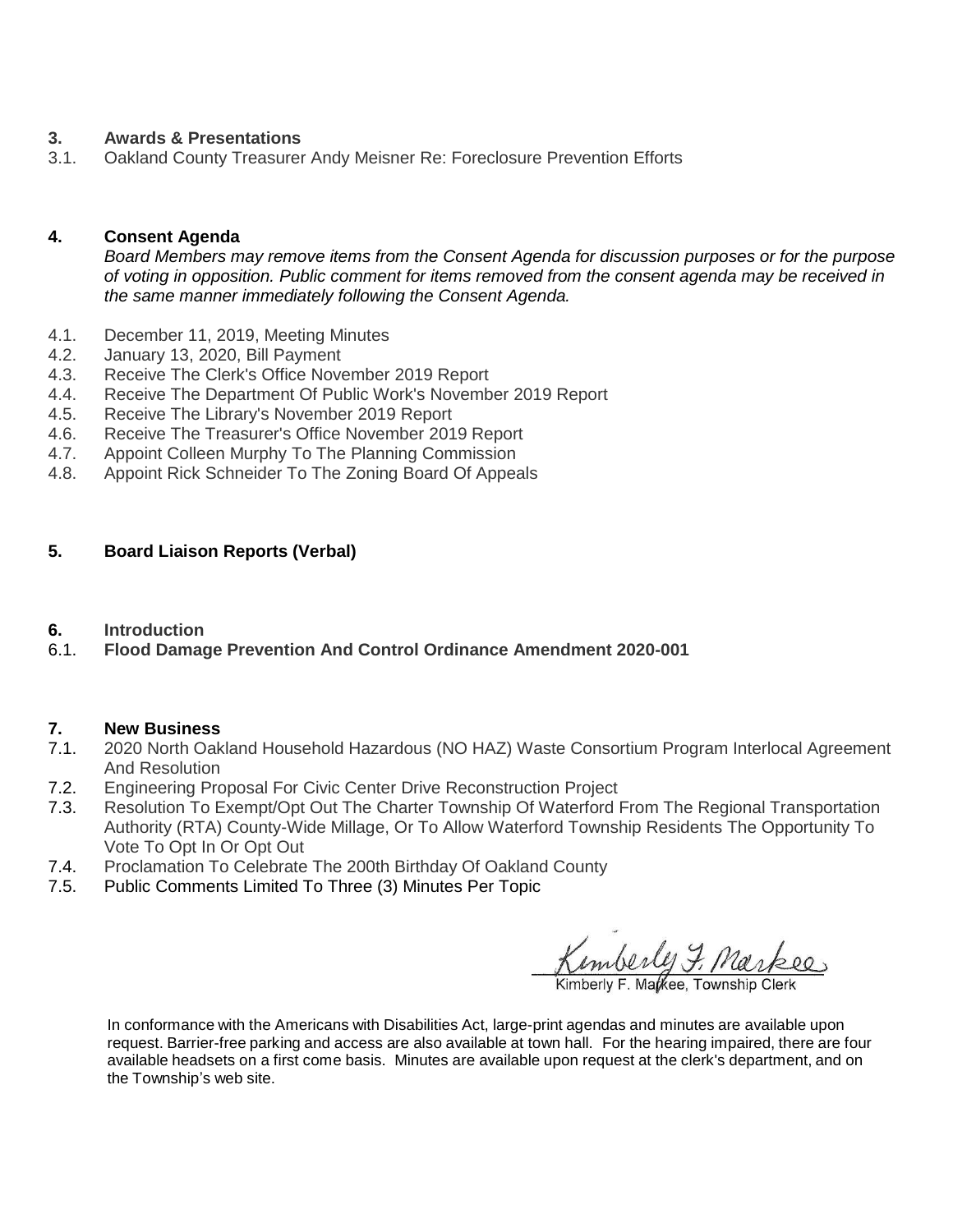## 3. Awards & Presentations

3.1. Oakland County Treasurer Andy Meisner Re: Foreclosure Prevention Efforts

## 4. Consent Agenda

*Board Members may remove items from the Consent Agenda for discussion purposes or for the purpose of voting in opposition. Public comment for items removed from the consent agenda may be received in the same manner immediately following the Consent Agenda.*

4.1. December 11, 2019, Meeting Minutes
4.2. January 13, 2020, Bill Payment
4.3. Receive The Clerk's Office November 2019 Report
4.4. Receive The Department Of Public Work's November 2019 Report
4.5. Receive The Library's November 2019 Report
4.6. Receive The Treasurer's Office November 2019 Report
4.7. Appoint Colleen Murphy To The Planning Commission
4.8. Appoint Rick Schneider To The Zoning Board Of Appeals

## 5. Board Liaison Reports (Verbal)

## 6. Introduction

6.1. **Flood Damage Prevention And Control Ordinance Amendment 2020-001**

## 7. New Business

7.1. 2020 North Oakland Household Hazardous (NO HAZ) Waste Consortium Program Interlocal Agreement And Resolution
7.2. Engineering Proposal For Civic Center Drive Reconstruction Project
7.3. Resolution To Exempt/Opt Out The Charter Township Of Waterford From The Regional Transportation Authority (RTA) County-Wide Millage, Or To Allow Waterford Township Residents The Opportunity To Vote To Opt In Or Opt Out
7.4. Proclamation To Celebrate The 200th Birthday Of Oakland County
7.5. Public Comments Limited To Three (3) Minutes Per Topic

Kimberly F. Markee

Kimberly F. Markee, Township Clerk

In conformance with the Americans with Disabilities Act, large-print agendas and minutes are available upon request. Barrier-free parking and access are also available at town hall. For the hearing impaired, there are four available headsets on a first come basis. Minutes are available upon request at the clerk's department, and on the Township's web site.